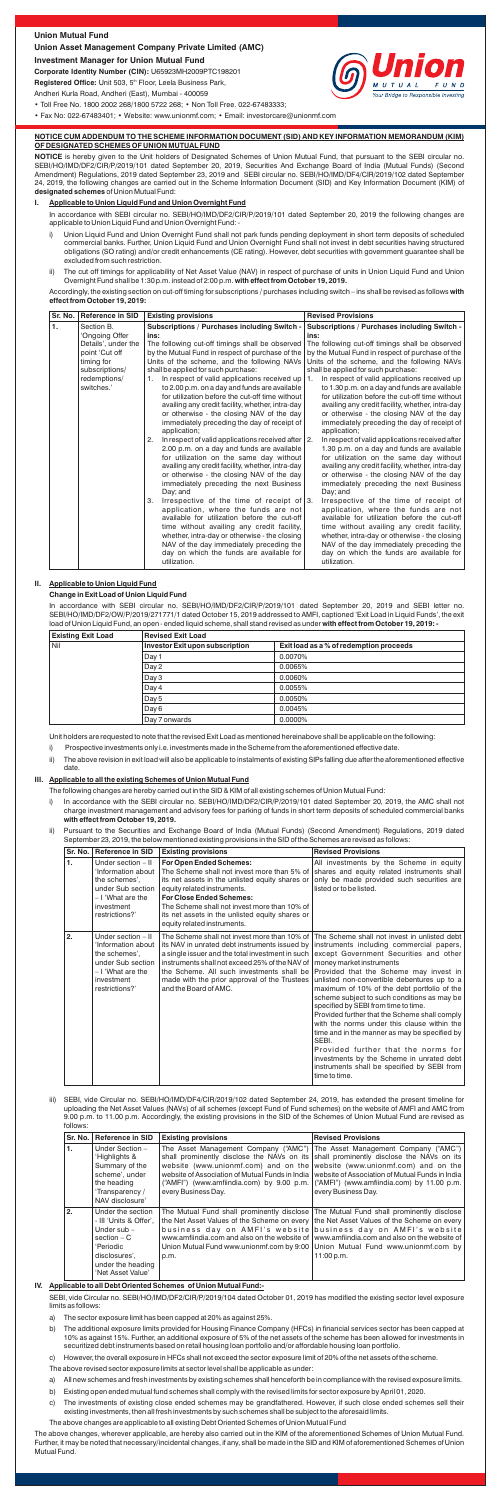**Union Mutual Fund**

**Union Asset Management Company Private Limited (AMC)**

**Investment Manager for Union Mutual Fund**

**Corporate Identity Number (CIN):** U65923MH2009PTC198201

**Registered Office:** Unit 503, 5th Floor, Leela Business Park,

Andheri Kurla Road, Andheri (East), Mumbai - 400059

• Toll Free No. 1800 2002 268/1800 5722 268; • Non Toll Free. 022-67483333;

• Fax No: 022-67483401; • Website: www.unionmf.com; • Email: investorcare@unionmf.com

## NOTICE CUM ADDENDUM TO THE SCHEME INFORMATION DOCUMENT (SID) AND KEY INFORMATION MEMORANDUM (KIM) OF DESIGNATED SCHEMES OF UNION MUTUAL FUND

**NOTICE** is hereby given to the Unit holders of Designated Schemes of Union Mutual Fund, that pursuant to the SEBI circular no. SEBI/HO/IMD/DF2/CIR/P/2019/101 dated September 20, 2019, Securities And Exchange Board of India (Mutual Funds) (Second Amendment) Regulations, 2019 dated September 23, 2019 and SEBI circular no. SEBI/HO/IMD/DF4/CIR/2019/102 dated September 24, 2019, the following changes are carried out in the Scheme Information Document (SID) and Key Information Document (KIM) of **designated schemes** of Union Mutual Fund:

### I. Applicable to Union Liquid Fund and Union Overnight Fund

In accordance with SEBI circular no. SEBI/HO/IMD/DF2/CIR/P/2019/101 dated September 20, 2019 the following changes are applicable to Union Liquid Fund and Union Overnight Fund: -

i) Union Liquid Fund and Union Overnight Fund shall not park funds pending deployment in short term deposits of scheduled commercial banks. Further, Union Liquid Fund and Union Overnight Fund shall not invest in debt securities having structured obligations (SO rating) and/or credit enhancements (CE rating). However, debt securities with government guarantee shall be excluded from such restriction.

ii) The cut off timings for applicability of Net Asset Value (NAV) in respect of purchase of units in Union Liquid Fund and Union Overnight Fund shall be 1:30 p.m. instead of 2:00 p.m. **with effect from October 19, 2019.**

Accordingly, the existing section on cut-off timing for subscriptions / purchases including switch – ins shall be revised as follows **with effect from October 19, 2019:**

| Sr. No. | Reference in SID | Existing provisions | Revised Provisions |
|---|---|---|---|
| 1. | Section B. 'Ongoing Offer Details', under the point 'Cut off timing for subscriptions/ redemptions/ switches.' | **Subscriptions / Purchases including Switch - ins:**<br>The following cut-off timings shall be observed by the Mutual Fund in respect of purchase of the Units of the scheme, and the following NAVs shall be applied for such purchase:<br>1. In respect of valid applications received up to 2.00 p.m. on a day and funds are available for utilization before the cut-off time without availing any credit facility, whether, intra-day or otherwise - the closing NAV of the day immediately preceding the day of receipt of application;<br>2. In respect of valid applications received after 2.00 p.m. on a day and funds are available for utilization on the same day without availing any credit facility, whether, intra-day or otherwise - the closing NAV of the day immediately preceding the next Business Day; and<br>3. Irrespective of the time of receipt of application, where the funds are not available for utilization before the cut-off time without availing any credit facility, whether, intra-day or otherwise - the closing NAV of the day immediately preceding the day on which the funds are available for utilization. | **Subscriptions / Purchases including Switch - ins:**<br>The following cut-off timings shall be observed by the Mutual Fund in respect of purchase of the Units of the scheme, and the following NAVs shall be applied for such purchase:<br>1. In respect of valid applications received up to 1.30 p.m. on a day and funds are available for utilization before the cut-off time without availing any credit facility, whether, intra-day or otherwise - the closing NAV of the day immediately preceding the day of receipt of application;<br>2. In respect of valid applications received after 1.30 p.m. on a day and funds are available for utilization on the same day without availing any credit facility, whether, intra-day or otherwise - the closing NAV of the day immediately preceding the next Business Day; and<br>3. Irrespective of the time of receipt of application, where the funds are not available for utilization before the cut-off time without availing any credit facility, whether, intra-day or otherwise - the closing NAV of the day immediately preceding the day on which the funds are available for utilization. |

### II. Applicable to Union Liquid Fund

**Change in Exit Load of Union Liquid Fund**

In accordance with SEBI circular no. SEBI/HO/IMD/DF2/CIR/P/2019/101 dated September 20, 2019 and SEBI letter no. SEBI/HO/IMD/DF2/OW/P/2019/27171/1 dated October 15, 2019 addressed to AMFI, captioned 'Exit Load in Liquid Funds', the exit load of Union Liquid Fund, an open - ended liquid scheme, shall stand revised as under **with effect from October 19, 2019: -**

| Existing Exit Load | Revised Exit Load | |
|---|---|---|
| Nil | **Investor Exit upon subscription** | **Exit load as a % of redemption proceeds** |
| | Day 1 | 0.0070% |
| | Day 2 | 0.0065% |
| | Day 3 | 0.0060% |
| | Day 4 | 0.0055% |
| | Day 5 | 0.0050% |
| | Day 6 | 0.0045% |
| | Day 7 onwards | 0.0000% |

Unit holders are requested to note that the revised Exit Load as mentioned hereinabove shall be applicable on the following:

i) Prospective investments only i.e. investments made in the Scheme from the aforementioned effective date.

ii) The above revision in exit load will also be applicable to instalments of existing SIPs falling due after the aforementioned effective date.

### III. Applicable to all the existing Schemes of Union Mutual Fund

The following changes are hereby carried out in the SID & KIM of all existing schemes of Union Mutual Fund:

i) In accordance with the SEBI circular no. SEBI/HO/IMD/DF2/CIR/P/2019/101 dated September 20, 2019, the AMC shall not charge investment management and advisory fees for parking of funds in short term deposits of scheduled commercial banks **with effect from October 19, 2019.**

ii) Pursuant to the Securities and Exchange Board of India (Mutual Funds) (Second Amendment) Regulations, 2019 dated September 23, 2019, the below mentioned existing provisions in the SID of the Schemes are revised as follows:

| Sr. No. | Reference in SID | Existing provisions | Revised Provisions |
|---|---|---|---|
| 1. | Under section – II 'Information about the schemes', under Sub section – I 'What are the investment restrictions?' | **For Open Ended Schemes:**<br>The Scheme shall not invest more than 5% of its net assets in the unlisted equity shares or equity related instruments.<br>**For Close Ended Schemes:**<br>The Scheme shall not invest more than 10% of its net assets in the unlisted equity shares or equity related instruments. | All investments by the Scheme in equity shares and equity related instruments shall only be made provided such securities are listed or to be listed. |
| 2. | Under section – II 'Information about the schemes', under Sub section – I 'What are the investment restrictions?' | The Scheme shall not invest more than 10% of its NAV in unrated debt instruments issued by a single issuer and the total investment in such instruments shall not exceed 25% of the NAV of the Scheme. All such investments shall be made with the prior approval of the Trustees and the Board of AMC. | The Scheme shall not invest in unlisted debt instruments including commercial papers, except Government Securities and other money market instruments<br>Provided that the Scheme may invest in unlisted non-convertible debentures up to a maximum of 10% of the debt portfolio of the scheme subject to such conditions as may be specified by SEBI from time to time.<br>Provided further that the Scheme shall comply with the norms under this clause within the time and in the manner as may be specified by SEBI.<br>Provided further that the norms for investments by the Scheme in unrated debt instruments shall be specified by SEBI from time to time. |

iii) SEBI, vide Circular no. SEBI/HO/IMD/DF4/CIR/2019/102 dated September 24, 2019, has extended the present timeline for uploading the Net Asset Values (NAVs) of all schemes (except Fund of Fund schemes) on the website of AMFI and AMC from 9.00 p.m. to 11.00 p.m. Accordingly, the existing provisions in the SID of the Schemes of Union Mutual Fund are revised as follows:

| Sr. No. | Reference in SID | Existing provisions | Revised Provisions |
|---|---|---|---|
| 1. | Under Section – 'Highlights & Summary of the scheme', under the heading 'Transparency / NAV disclosure' | The Asset Management Company ("AMC") shall prominently disclose the NAVs on its website (www.unionmf.com) and on the website of Association of Mutual Funds in India ("AMFI") (www.amfiindia.com) by 9.00 p.m. every Business Day. | The Asset Management Company ("AMC") shall prominently disclose the NAVs on its website (www.unionmf.com) and on the website of Association of Mutual Funds in India ("AMFI") (www.amfiindia.com) by 11.00 p.m. every Business Day. |
| 2. | Under the section - III 'Units & Offer', Under sub-section – C 'Periodic disclosures', under the heading 'Net Asset Value' | The Mutual Fund shall prominently disclose the Net Asset Values of the Scheme on every business day on AMFI's website www.amfiindia.com and also on the website of Union Mutual Fund www.unionmf.com by 9:00 p.m. | The Mutual Fund shall prominently disclose the Net Asset Values of the Scheme on every business day on AMFI's website www.amfiindia.com and also on the website of Union Mutual Fund www.unionmf.com by 11:00 p.m. |

### IV. Applicable to all Debt Oriented Schemes of Union Mutual Fund:-

SEBI, vide Circular no. SEBI/HO/IMD/DF2/CIR/P/2019/104 dated October 01, 2019 has modified the existing sector level exposure limits as follows:

a) The sector exposure limit has been capped at 20% as against 25%.

b) The additional exposure limits provided for Housing Finance Company (HFCs) in financial services sector has been capped at 10% as against 15%. Further, an additional exposure of 5% of the net assets of the scheme has been allowed for investments in securitized debt instruments based on retail housing loan portfolio and/or affordable housing loan portfolio.

c) However, the overall exposure in HFCs shall not exceed the sector exposure limit of 20% of the net assets of the scheme.

The above revised sector exposure limits at sector level shall be applicable as under:

a) All new schemes and fresh investments by existing schemes shall henceforth be in compliance with the revised exposure limits.

b) Existing open ended mutual fund schemes shall comply with the revised limits for sector exposure by April 01, 2020.

c) The investments of existing close ended schemes may be grandfathered. However, if such close ended schemes sell their existing investments, then all fresh investments by such schemes shall be subject to the aforesaid limits.

The above changes are applicable to all existing Debt Oriented Schemes of Union Mutual Fund

The above changes, wherever applicable, are hereby also carried out in the KIM of the aforementioned Schemes of Union Mutual Fund. Further, it may be noted that necessary/incidental changes, if any, shall be made in the SID and KIM of aforementioned Schemes of Union Mutual Fund.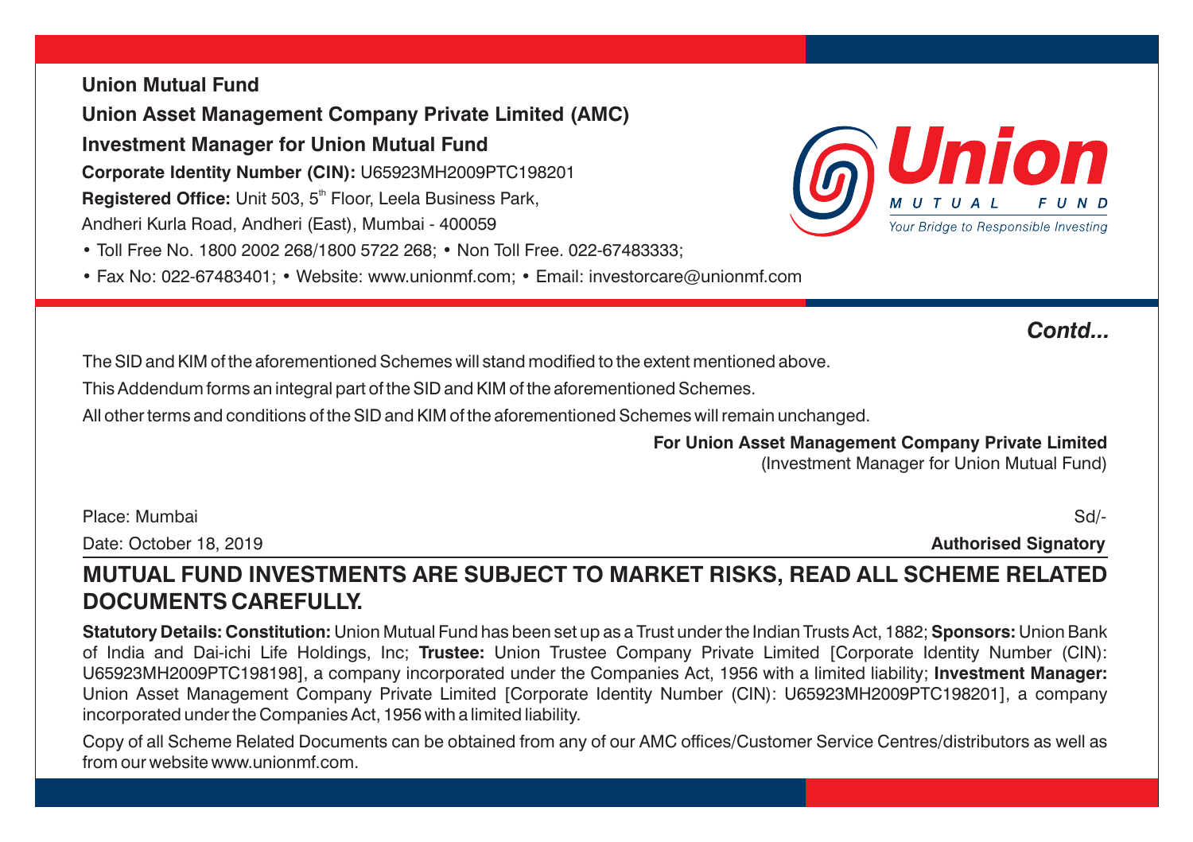**Union Mutual Fund**

**Union Asset Management Company Private Limited (AMC)**

**Investment Manager for Union Mutual Fund**

**Corporate Identity Number (CIN):** U65923MH2009PTC198201

**Registered Office:** Unit 503, 5th Floor, Leela Business Park, Andheri Kurla Road, Andheri (East), Mumbai - 400059

- Toll Free No. 1800 2002 268/1800 5722 268; • Non Toll Free. 022-67483333;
- Fax No: 022-67483401; • Website: www.unionmf.com; • Email: investorcare@unionmf.com

Union MUTUAL FUND
Your Bridge to Responsible Investing

***Contd...***

The SID and KIM of the aforementioned Schemes will stand modified to the extent mentioned above.

This Addendum forms an integral part of the SID and KIM of the aforementioned Schemes.

All other terms and conditions of the SID and KIM of the aforementioned Schemes will remain unchanged.

**For Union Asset Management Company Private Limited**
(Investment Manager for Union Mutual Fund)

Place: Mumbai

Date: October 18, 2019

Sd/-

**Authorised Signatory**

## MUTUAL FUND INVESTMENTS ARE SUBJECT TO MARKET RISKS, READ ALL SCHEME RELATED DOCUMENTS CAREFULLY.

**Statutory Details: Constitution:** Union Mutual Fund has been set up as a Trust under the Indian Trusts Act, 1882; **Sponsors:** Union Bank of India and Dai-ichi Life Holdings, Inc; **Trustee:** Union Trustee Company Private Limited [Corporate Identity Number (CIN): U65923MH2009PTC198198], a company incorporated under the Companies Act, 1956 with a limited liability; **Investment Manager:** Union Asset Management Company Private Limited [Corporate Identity Number (CIN): U65923MH2009PTC198201], a company incorporated under the Companies Act, 1956 with a limited liability.

Copy of all Scheme Related Documents can be obtained from any of our AMC offices/Customer Service Centres/distributors as well as from our website www.unionmf.com.